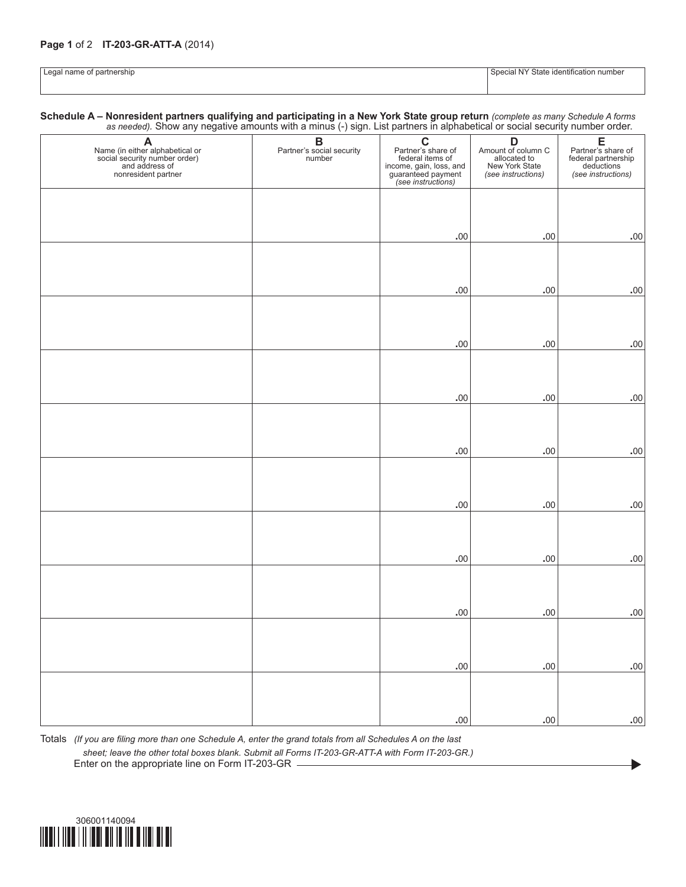**Page 1** of 2 **IT-203-GR-ATT-A** (2014)

| Legal name of partnership | Special NY State identification number |
|---|---|
| | |

**Schedule A – Nonresident partners qualifying and participating in a New York State group return** *(complete as many Schedule A forms as needed).* Show any negative amounts with a minus (-) sign. List partners in alphabetical or social security number order.

| **A** Name (in either alphabetical or social security number order) and address of nonresident partner | **B** Partner's social security number | **C** Partner's share of federal items of income, gain, loss, and guaranteed payment *(see instructions)* | **D** Amount of column C allocated to New York State *(see instructions)* | **E** Partner's share of federal partnership deductions *(see instructions)* |
|---|---|---|---|---|
| | | .00 | .00 | .00 |
| | | .00 | .00 | .00 |
| | | .00 | .00 | .00 |
| | | .00 | .00 | .00 |
| | | .00 | .00 | .00 |
| | | .00 | .00 | .00 |
| | | .00 | .00 | .00 |
| | | .00 | .00 | .00 |
| | | .00 | .00 | .00 |
| | | .00 | .00 | .00 |

Totals *(If you are filing more than one Schedule A, enter the grand totals from all Schedules A on the last sheet; leave the other total boxes blank. Submit all Forms IT-203-GR-ATT-A with Form IT-203-GR.)*
Enter on the appropriate line on Form IT-203-GR

306001140094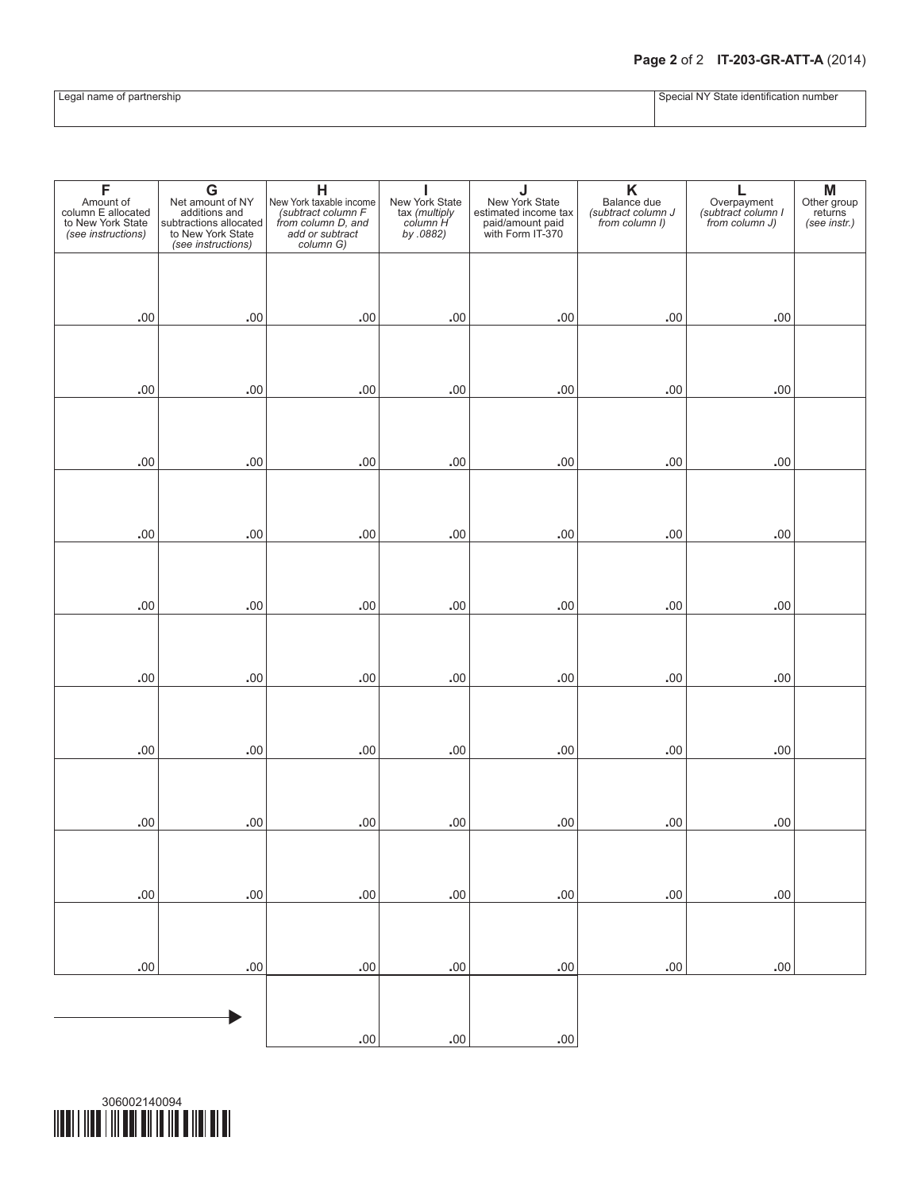| Legal name of partnership | Special NY State identification number |
|---|---|
| | |

| F Amount of column E allocated to New York State *(see instructions)* | G Net amount of NY additions and subtractions allocated to New York State *(see instructions)* | H New York taxable income *(subtract column F from column D, and add or subtract column G)* | I New York State tax *(multiply column H by .0882)* | J New York State estimated income tax paid/amount paid with Form IT-370 | K Balance due *(subtract column J from column I)* | L Overpayment *(subtract column I from column J)* | M Other group returns *(see instr.)* |
|---|---|---|---|---|---|---|---|
| .00 | .00 | .00 | .00 | .00 | .00 | .00 | |
| .00 | .00 | .00 | .00 | .00 | .00 | .00 | |
| .00 | .00 | .00 | .00 | .00 | .00 | .00 | |
| .00 | .00 | .00 | .00 | .00 | .00 | .00 | |
| .00 | .00 | .00 | .00 | .00 | .00 | .00 | |
| .00 | .00 | .00 | .00 | .00 | .00 | .00 | |
| .00 | .00 | .00 | .00 | .00 | .00 | .00 | |
| .00 | .00 | .00 | .00 | .00 | .00 | .00 | |
| .00 | .00 | .00 | .00 | .00 | .00 | .00 | |
| .00 | .00 | .00 | .00 | .00 | .00 | .00 | |
| → | | .00 | .00 | .00 | | | |

306002140094